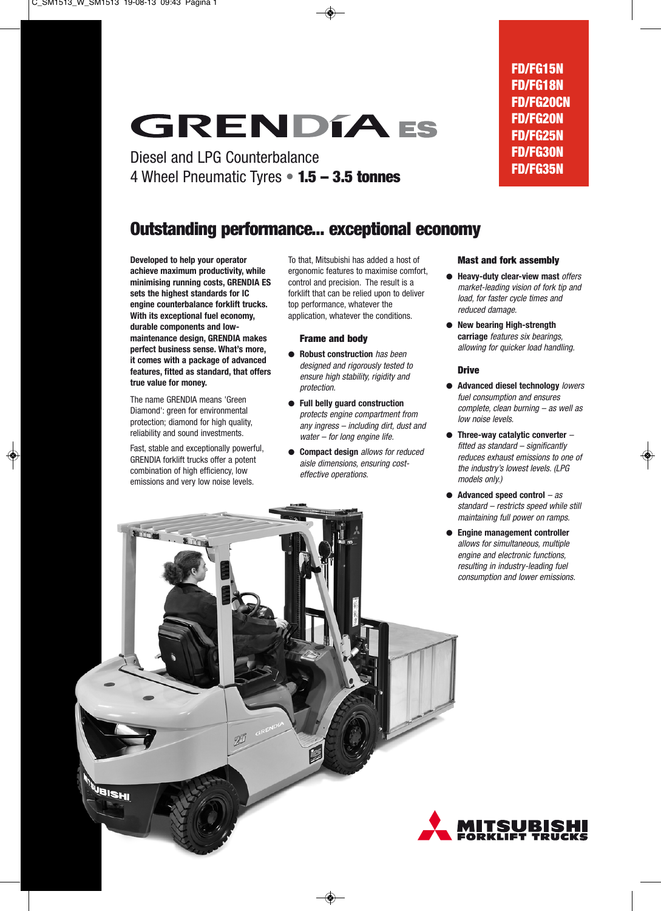# GRENDÍA ES

Diesel and LPG Counterbalance
4 Wheel Pneumatic Tyres • **1.5 – 3.5 tonnes**

**FD/FG15N**
**FD/FG18N**
**FD/FG20CN**
**FD/FG20N**
**FD/FG25N**
**FD/FG30N**
**FD/FG35N**

## Outstanding performance... exceptional economy

**Developed to help your operator achieve maximum productivity, while minimising running costs, GRENDIA ES sets the highest standards for IC engine counterbalance forklift trucks. With its exceptional fuel economy, durable components and low-maintenance design, GRENDIA makes perfect business sense. What's more, it comes with a package of advanced features, fitted as standard, that offers true value for money.**

The name GRENDIA means 'Green Diamond': green for environmental protection; diamond for high quality, reliability and sound investments.

Fast, stable and exceptionally powerful, GRENDIA forklift trucks offer a potent combination of high efficiency, low emissions and very low noise levels.

To that, Mitsubishi has added a host of ergonomic features to maximise comfort, control and precision. The result is a forklift that can be relied upon to deliver top performance, whatever the application, whatever the conditions.

### Frame and body

- **Robust construction** *has been designed and rigorously tested to ensure high stability, rigidity and protection.*
- **Full belly guard construction** *protects engine compartment from any ingress – including dirt, dust and water – for long engine life.*
- **Compact design** *allows for reduced aisle dimensions, ensuring cost-effective operations.*

### Mast and fork assembly

- **Heavy-duty clear-view mast** *offers market-leading vision of fork tip and load, for faster cycle times and reduced damage.*
- **New bearing High-strength carriage** *features six bearings, allowing for quicker load handling.*

### Drive

- **Advanced diesel technology** *lowers fuel consumption and ensures complete, clean burning – as well as low noise levels.*
- **Three-way catalytic converter** *– fitted as standard – significantly reduces exhaust emissions to one of the industry's lowest levels. (LPG models only.)*
- **Advanced speed control** *– as standard – restricts speed while still maintaining full power on ramps.*
- **Engine management controller** *allows for simultaneous, multiple engine and electronic functions, resulting in industry-leading fuel consumption and lower emissions.*

MITSUBISHI FORKLIFT TRUCKS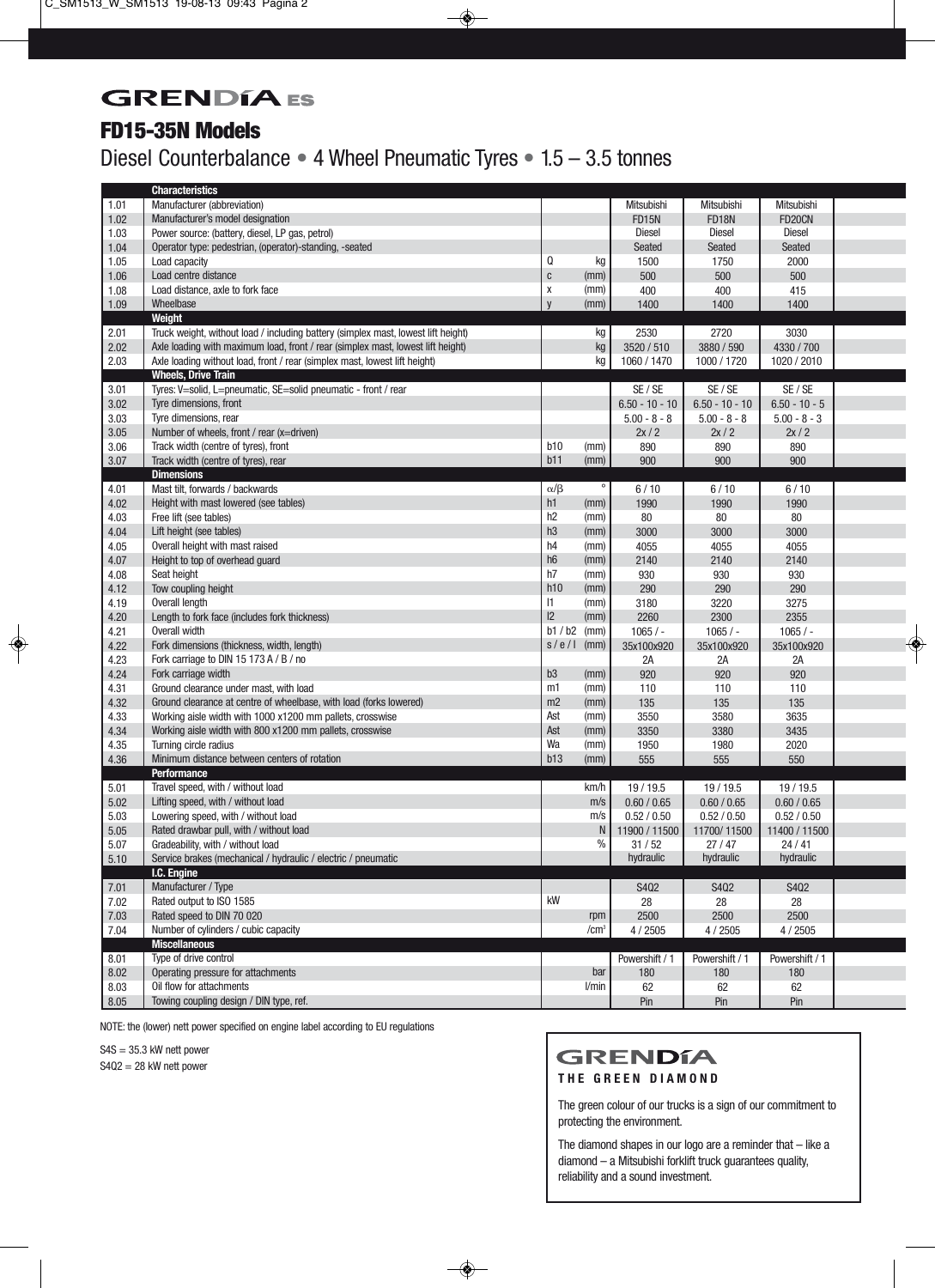# GRENDíA ES

## FD15-35N Models

Diesel Counterbalance • 4 Wheel Pneumatic Tyres • 1.5 – 3.5 tonnes

| | Characteristics | | | | | | |
|---|---|---|---|---|---|---|---|
| 1.01 | Manufacturer (abbreviation) | | | Mitsubishi | Mitsubishi | Mitsubishi | |
| 1.02 | Manufacturer's model designation | | | FD15N | FD18N | FD20CN | |
| 1.03 | Power source: (battery, diesel, LP gas, petrol) | | | Diesel | Diesel | Diesel | |
| 1.04 | Operator type: pedestrian, (operator)-standing, -seated | | | Seated | Seated | Seated | |
| 1.05 | Load capacity | Q | kg | 1500 | 1750 | 2000 | |
| 1.06 | Load centre distance | c | (mm) | 500 | 500 | 500 | |
| 1.08 | Load distance, axle to fork face | x | (mm) | 400 | 400 | 415 | |
| 1.09 | Wheelbase | y | (mm) | 1400 | 1400 | 1400 | |
| | **Weight** | | | | | | |
| 2.01 | Truck weight, without load / including battery (simplex mast, lowest lift height) | | kg | 2530 | 2720 | 3030 | |
| 2.02 | Axle loading with maximum load, front / rear (simplex mast, lowest lift height) | | kg | 3520 / 510 | 3880 / 590 | 4330 / 700 | |
| 2.03 | Axle loading without load, front / rear (simplex mast, lowest lift height) | | kg | 1060 / 1470 | 1000 / 1720 | 1020 / 2010 | |
| | **Wheels, Drive Train** | | | | | | |
| 3.01 | Tyres: V=solid, L=pneumatic, SE=solid pneumatic - front / rear | | | SE / SE | SE / SE | SE / SE | |
| 3.02 | Tyre dimensions, front | | | 6.50 - 10 - 10 | 6.50 - 10 - 10 | 6.50 - 10 - 5 | |
| 3.03 | Tyre dimensions, rear | | | 5.00 - 8 - 8 | 5.00 - 8 - 8 | 5.00 - 8 - 3 | |
| 3.05 | Number of wheels, front / rear (x=driven) | | | 2x / 2 | 2x / 2 | 2x / 2 | |
| 3.06 | Track width (centre of tyres), front | b10 | (mm) | 890 | 890 | 890 | |
| 3.07 | Track width (centre of tyres), rear | b11 | (mm) | 900 | 900 | 900 | |
| | **Dimensions** | | | | | | |
| 4.01 | Mast tilt, forwards / backwards | α/β | ° | 6 / 10 | 6 / 10 | 6 / 10 | |
| 4.02 | Height with mast lowered (see tables) | h1 | (mm) | 1990 | 1990 | 1990 | |
| 4.03 | Free lift (see tables) | h2 | (mm) | 80 | 80 | 80 | |
| 4.04 | Lift height (see tables) | h3 | (mm) | 3000 | 3000 | 3000 | |
| 4.05 | Overall height with mast raised | h4 | (mm) | 4055 | 4055 | 4055 | |
| 4.07 | Height to top of overhead guard | h6 | (mm) | 2140 | 2140 | 2140 | |
| 4.08 | Seat height | h7 | (mm) | 930 | 930 | 930 | |
| 4.12 | Tow coupling height | h10 | (mm) | 290 | 290 | 290 | |
| 4.19 | Overall length | l1 | (mm) | 3180 | 3220 | 3275 | |
| 4.20 | Length to fork face (includes fork thickness) | l2 | (mm) | 2260 | 2300 | 2355 | |
| 4.21 | Overall width | b1 / b2 | (mm) | 1065 / - | 1065 / - | 1065 / - | |
| 4.22 | Fork dimensions (thickness, width, length) | s / e / l | (mm) | 35x100x920 | 35x100x920 | 35x100x920 | |
| 4.23 | Fork carriage to DIN 15 173 A / B / no | | | 2A | 2A | 2A | |
| 4.24 | Fork carriage width | b3 | (mm) | 920 | 920 | 920 | |
| 4.31 | Ground clearance under mast, with load | m1 | (mm) | 110 | 110 | 110 | |
| 4.32 | Ground clearance at centre of wheelbase, with load (forks lowered) | m2 | (mm) | 135 | 135 | 135 | |
| 4.33 | Working aisle width with 1000 x1200 mm pallets, crosswise | Ast | (mm) | 3550 | 3580 | 3635 | |
| 4.34 | Working aisle width with 800 x1200 mm pallets, crosswise | Ast | (mm) | 3350 | 3380 | 3435 | |
| 4.35 | Turning circle radius | Wa | (mm) | 1950 | 1980 | 2020 | |
| 4.36 | Minimum distance between centers of rotation | b13 | (mm) | 555 | 555 | 550 | |
| | **Performance** | | | | | | |
| 5.01 | Travel speed, with / without load | | km/h | 19 / 19.5 | 19 / 19.5 | 19 / 19.5 | |
| 5.02 | Lifting speed, with / without load | | m/s | 0.60 / 0.65 | 0.60 / 0.65 | 0.60 / 0.65 | |
| 5.03 | Lowering speed, with / without load | | m/s | 0.52 / 0.50 | 0.52 / 0.50 | 0.52 / 0.50 | |
| 5.05 | Rated drawbar pull, with / without load | | N | 11900 / 11500 | 11700/ 11500 | 11400 / 11500 | |
| 5.07 | Gradeability, with / without load | | % | 31 / 52 | 27 / 47 | 24 / 41 | |
| 5.10 | Service brakes (mechanical / hydraulic / electric / pneumatic | | | hydraulic | hydraulic | hydraulic | |
| | **I.C. Engine** | | | | | | |
| 7.01 | Manufacturer / Type | | | S4Q2 | S4Q2 | S4Q2 | |
| 7.02 | Rated output to ISO 1585 | kW | | 28 | 28 | 28 | |
| 7.03 | Rated speed to DIN 70 020 | | rpm | 2500 | 2500 | 2500 | |
| 7.04 | Number of cylinders / cubic capacity | | /cm³ | 4 / 2505 | 4 / 2505 | 4 / 2505 | |
| | **Miscellaneous** | | | | | | |
| 8.01 | Type of drive control | | | Powershift / 1 | Powershift / 1 | Powershift / 1 | |
| 8.02 | Operating pressure for attachments | | bar | 180 | 180 | 180 | |
| 8.03 | Oil flow for attachments | | l/min | 62 | 62 | 62 | |
| 8.05 | Towing coupling design / DIN type, ref. | | | Pin | Pin | Pin | |

NOTE: the (lower) nett power specified on engine label according to EU regulations

S4S = 35.3 kW nett power

S4Q2 = 28 kW nett power

**GRENDíA**

**THE GREEN DIAMOND**

The green colour of our trucks is a sign of our commitment to protecting the environment.

The diamond shapes in our logo are a reminder that – like a diamond – a Mitsubishi forklift truck guarantees quality, reliability and a sound investment.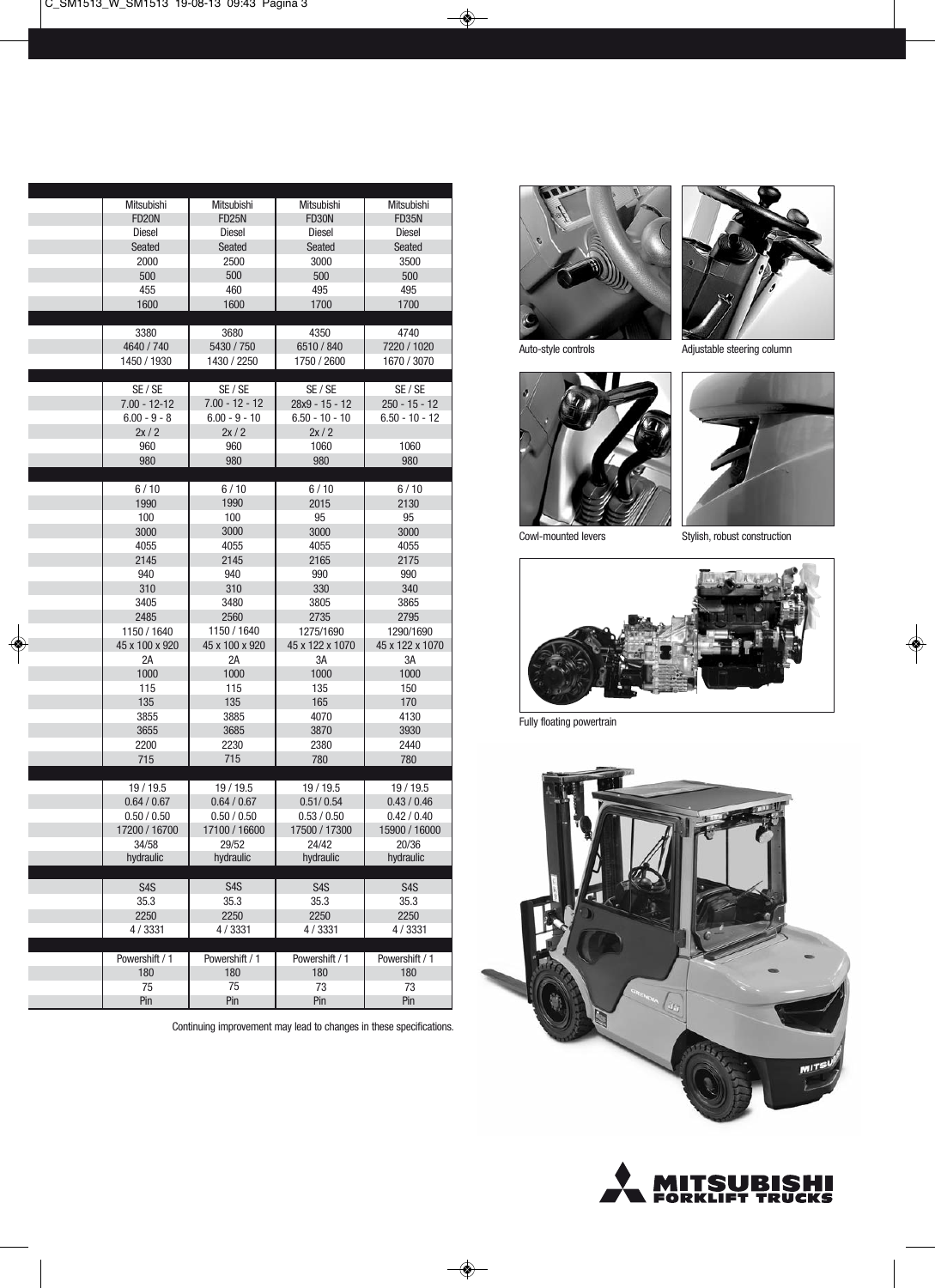| | | | |
|---|---|---|---|
| Mitsubishi | Mitsubishi | Mitsubishi | Mitsubishi |
| FD20N | FD25N | FD30N | FD35N |
| Diesel | Diesel | Diesel | Diesel |
| Seated | Seated | Seated | Seated |
| 2000 | 2500 | 3000 | 3500 |
| 500 | 500 | 500 | 500 |
| 455 | 460 | 495 | 495 |
| 1600 | 1600 | 1700 | 1700 |
| | | | |
| 3380 | 3680 | 4350 | 4740 |
| 4640 / 740 | 5430 / 750 | 6510 / 840 | 7220 / 1020 |
| 1450 / 1930 | 1430 / 2250 | 1750 / 2600 | 1670 / 3070 |
| | | | |
| SE / SE | SE / SE | SE / SE | SE / SE |
| 7.00 - 12-12 | 7.00 - 12 - 12 | 28x9 - 15 - 12 | 250 - 15 - 12 |
| 6.00 - 9 - 8 | 6.00 - 9 - 10 | 6.50 - 10 - 10 | 6.50 - 10 - 12 |
| 2x / 2 | 2x / 2 | 2x / 2 | |
| 960 | 960 | 1060 | 1060 |
| 980 | 980 | 980 | 980 |
| | | | |
| 6 / 10 | 6 / 10 | 6 / 10 | 6 / 10 |
| 1990 | 1990 | 2015 | 2130 |
| 100 | 100 | 95 | 95 |
| 3000 | 3000 | 3000 | 3000 |
| 4055 | 4055 | 4055 | 4055 |
| 2145 | 2145 | 2165 | 2175 |
| 940 | 940 | 990 | 990 |
| 310 | 310 | 330 | 340 |
| 3405 | 3480 | 3805 | 3865 |
| 2485 | 2560 | 2735 | 2795 |
| 1150 / 1640 | 1150 / 1640 | 1275/1690 | 1290/1690 |
| 45 x 100 x 920 | 45 x 100 x 920 | 45 x 122 x 1070 | 45 x 122 x 1070 |
| 2A | 2A | 3A | 3A |
| 1000 | 1000 | 1000 | 1000 |
| 115 | 115 | 135 | 150 |
| 135 | 135 | 165 | 170 |
| 3855 | 3885 | 4070 | 4130 |
| 3655 | 3685 | 3870 | 3930 |
| 2200 | 2230 | 2380 | 2440 |
| 715 | 715 | 780 | 780 |
| | | | |
| 19 / 19.5 | 19 / 19.5 | 19 / 19.5 | 19 / 19.5 |
| 0.64 / 0.67 | 0.64 / 0.67 | 0.51/ 0.54 | 0.43 / 0.46 |
| 0.50 / 0.50 | 0.50 / 0.50 | 0.53 / 0.50 | 0.42 / 0.40 |
| 17200 / 16700 | 17100 / 16600 | 17500 / 17300 | 15900 / 16000 |
| 34/58 | 29/52 | 24/42 | 20/36 |
| hydraulic | hydraulic | hydraulic | hydraulic |
| | | | |
| S4S | S4S | S4S | S4S |
| 35.3 | 35.3 | 35.3 | 35.3 |
| 2250 | 2250 | 2250 | 2250 |
| 4 / 3331 | 4 / 3331 | 4 / 3331 | 4 / 3331 |
| | | | |
| Powershift / 1 | Powershift / 1 | Powershift / 1 | Powershift / 1 |
| 180 | 180 | 180 | 180 |
| 75 | 75 | 73 | 73 |
| Pin | Pin | Pin | Pin |

Continuing improvement may lead to changes in these specifications.

Auto-style controls

Adjustable steering column

Cowl-mounted levers

Stylish, robust construction

Fully floating powertrain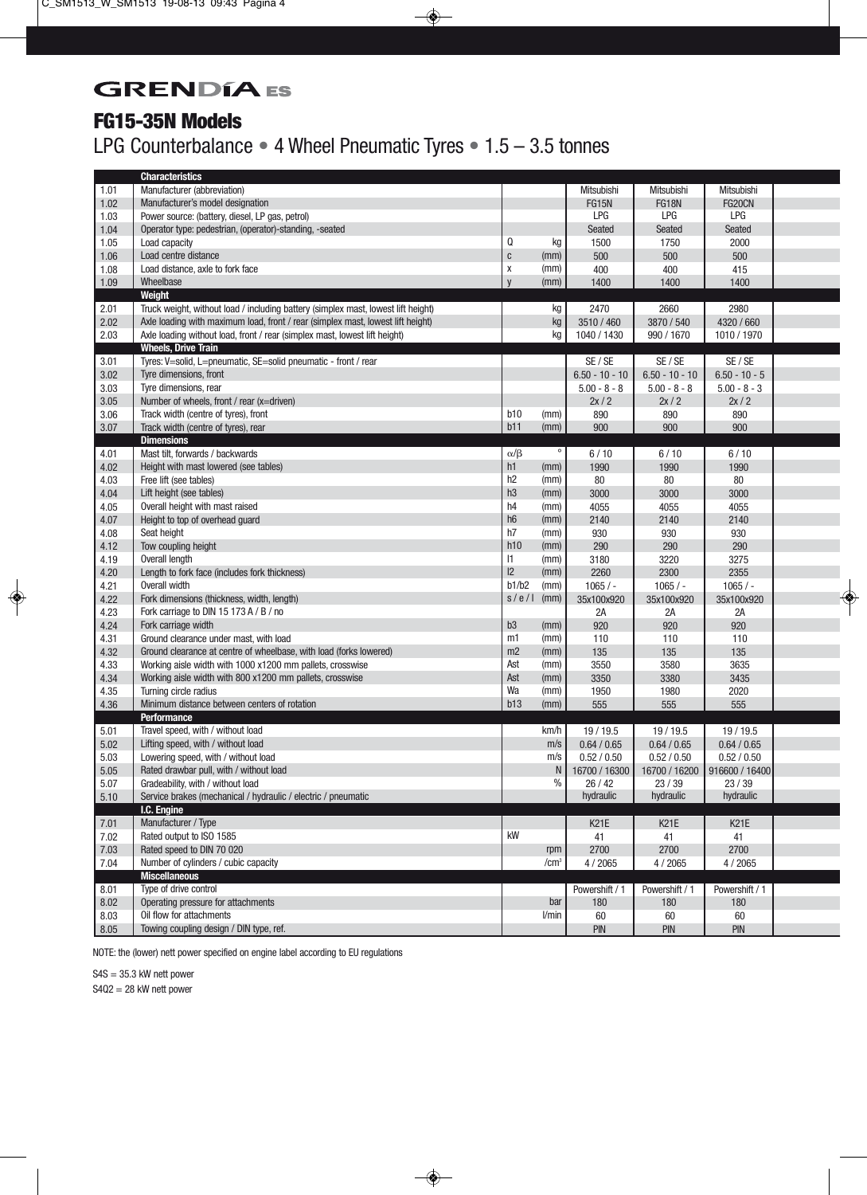# GRENDÍA ES

## FG15-35N Models

LPG Counterbalance • 4 Wheel Pneumatic Tyres • 1.5 – 3.5 tonnes

| | Characteristics | | | | | | |
|---|---|---|---|---|---|---|---|
| 1.01 | Manufacturer (abbreviation) | | | Mitsubishi | Mitsubishi | Mitsubishi | |
| 1.02 | Manufacturer's model designation | | | FG15N | FG18N | FG20CN | |
| 1.03 | Power source: (battery, diesel, LP gas, petrol) | | | LPG | LPG | LPG | |
| 1.04 | Operator type: pedestrian, (operator)-standing, -seated | | | Seated | Seated | Seated | |
| 1.05 | Load capacity | Q | kg | 1500 | 1750 | 2000 | |
| 1.06 | Load centre distance | c | (mm) | 500 | 500 | 500 | |
| 1.08 | Load distance, axle to fork face | x | (mm) | 400 | 400 | 415 | |
| 1.09 | Wheelbase | y | (mm) | 1400 | 1400 | 1400 | |
| | **Weight** | | | | | | |
| 2.01 | Truck weight, without load / including battery (simplex mast, lowest lift height) | | kg | 2470 | 2660 | 2980 | |
| 2.02 | Axle loading with maximum load, front / rear (simplex mast, lowest lift height) | | kg | 3510 / 460 | 3870 / 540 | 4320 / 660 | |
| 2.03 | Axle loading without load, front / rear (simplex mast, lowest lift height) | | kg | 1040 / 1430 | 990 / 1670 | 1010 / 1970 | |
| | **Wheels, Drive Train** | | | | | | |
| 3.01 | Tyres: V=solid, L=pneumatic, SE=solid pneumatic - front / rear | | | SE / SE | SE / SE | SE / SE | |
| 3.02 | Tyre dimensions, front | | | 6.50 - 10 - 10 | 6.50 - 10 - 10 | 6.50 - 10 - 5 | |
| 3.03 | Tyre dimensions, rear | | | 5.00 - 8 - 8 | 5.00 - 8 - 8 | 5.00 - 8 - 3 | |
| 3.05 | Number of wheels, front / rear (x=driven) | | | 2x / 2 | 2x / 2 | 2x / 2 | |
| 3.06 | Track width (centre of tyres), front | b10 | (mm) | 890 | 890 | 890 | |
| 3.07 | Track width (centre of tyres), rear | b11 | (mm) | 900 | 900 | 900 | |
| | **Dimensions** | | | | | | |
| 4.01 | Mast tilt, forwards / backwards | α/β | ° | 6 / 10 | 6 / 10 | 6 / 10 | |
| 4.02 | Height with mast lowered (see tables) | h1 | (mm) | 1990 | 1990 | 1990 | |
| 4.03 | Free lift (see tables) | h2 | (mm) | 80 | 80 | 80 | |
| 4.04 | Lift height (see tables) | h3 | (mm) | 3000 | 3000 | 3000 | |
| 4.05 | Overall height with mast raised | h4 | (mm) | 4055 | 4055 | 4055 | |
| 4.07 | Height to top of overhead guard | h6 | (mm) | 2140 | 2140 | 2140 | |
| 4.08 | Seat height | h7 | (mm) | 930 | 930 | 930 | |
| 4.12 | Tow coupling height | h10 | (mm) | 290 | 290 | 290 | |
| 4.19 | Overall length | l1 | (mm) | 3180 | 3220 | 3275 | |
| 4.20 | Length to fork face (includes fork thickness) | l2 | (mm) | 2260 | 2300 | 2355 | |
| 4.21 | Overall width | b1/b2 | (mm) | 1065 / - | 1065 / - | 1065 / - | |
| 4.22 | Fork dimensions (thickness, width, length) | s / e / l | (mm) | 35x100x920 | 35x100x920 | 35x100x920 | |
| 4.23 | Fork carriage to DIN 15 173 A / B / no | | | 2A | 2A | 2A | |
| 4.24 | Fork carriage width | b3 | (mm) | 920 | 920 | 920 | |
| 4.31 | Ground clearance under mast, with load | m1 | (mm) | 110 | 110 | 110 | |
| 4.32 | Ground clearance at centre of wheelbase, with load (forks lowered) | m2 | (mm) | 135 | 135 | 135 | |
| 4.33 | Working aisle width with 1000 x1200 mm pallets, crosswise | Ast | (mm) | 3550 | 3580 | 3635 | |
| 4.34 | Working aisle width with 800 x1200 mm pallets, crosswise | Ast | (mm) | 3350 | 3380 | 3435 | |
| 4.35 | Turning circle radius | Wa | (mm) | 1950 | 1980 | 2020 | |
| 4.36 | Minimum distance between centers of rotation | b13 | (mm) | 555 | 555 | 555 | |
| | **Performance** | | | | | | |
| 5.01 | Travel speed, with / without load | | km/h | 19 / 19.5 | 19 / 19.5 | 19 / 19.5 | |
| 5.02 | Lifting speed, with / without load | | m/s | 0.64 / 0.65 | 0.64 / 0.65 | 0.64 / 0.65 | |
| 5.03 | Lowering speed, with / without load | | m/s | 0.52 / 0.50 | 0.52 / 0.50 | 0.52 / 0.50 | |
| 5.05 | Rated drawbar pull, with / without load | | N | 16700 / 16300 | 16700 / 16200 | 916600 / 16400 | |
| 5.07 | Gradeability, with / without load | | % | 26 / 42 | 23 / 39 | 23 / 39 | |
| 5.10 | Service brakes (mechanical / hydraulic / electric / pneumatic | | | hydraulic | hydraulic | hydraulic | |
| | **I.C. Engine** | | | | | | |
| 7.01 | Manufacturer / Type | | | K21E | K21E | K21E | |
| 7.02 | Rated output to ISO 1585 | kW | | 41 | 41 | 41 | |
| 7.03 | Rated speed to DIN 70 020 | | rpm | 2700 | 2700 | 2700 | |
| 7.04 | Number of cylinders / cubic capacity | | /cm³ | 4 / 2065 | 4 / 2065 | 4 / 2065 | |
| | **Miscellaneous** | | | | | | |
| 8.01 | Type of drive control | | | Powershift / 1 | Powershift / 1 | Powershift / 1 | |
| 8.02 | Operating pressure for attachments | | bar | 180 | 180 | 180 | |
| 8.03 | Oil flow for attachments | | l/min | 60 | 60 | 60 | |
| 8.05 | Towing coupling design / DIN type, ref. | | | PIN | PIN | PIN | |

NOTE: the (lower) nett power specified on engine label according to EU regulations

S4S = 35.3 kW nett power

S4Q2 = 28 kW nett power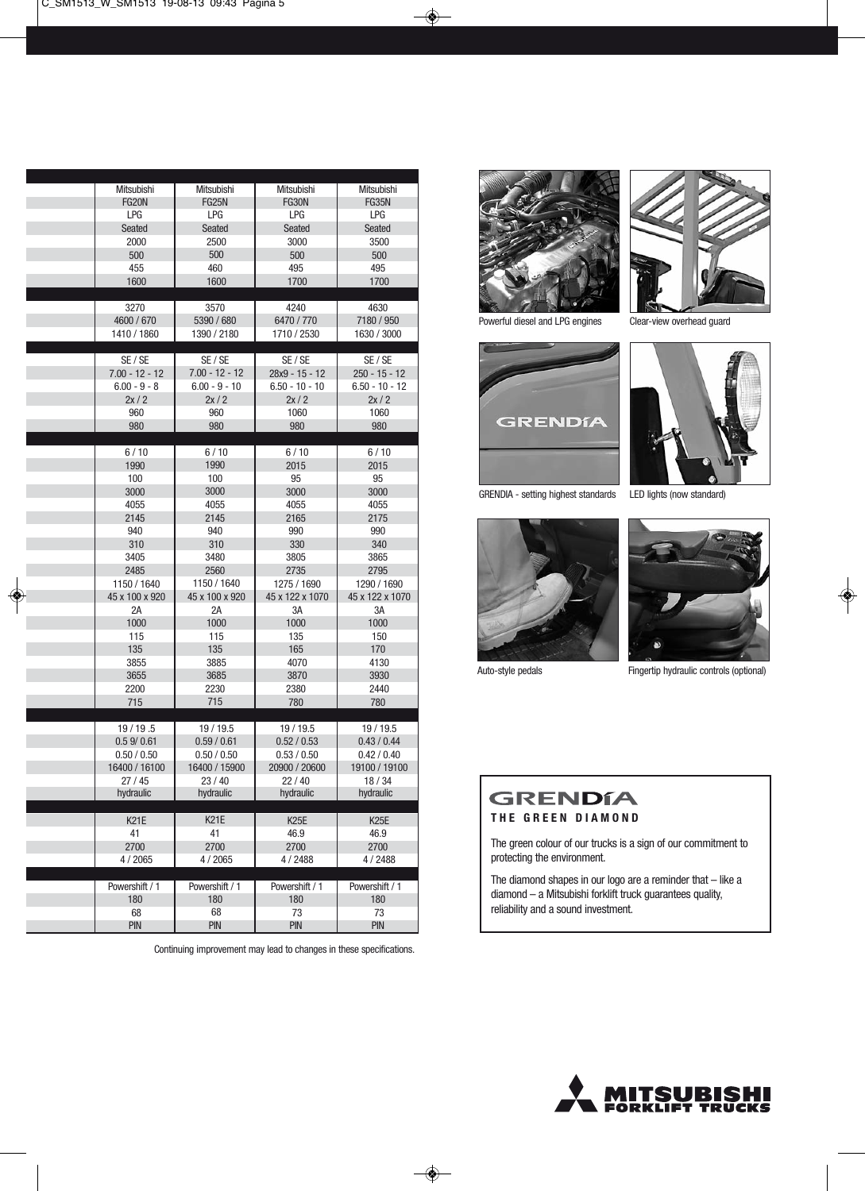| | | | |
|---|---|---|---|
| Mitsubishi | Mitsubishi | Mitsubishi | Mitsubishi |
| FG20N | FG25N | FG30N | FG35N |
| LPG | LPG | LPG | LPG |
| Seated | Seated | Seated | Seated |
| 2000 | 2500 | 3000 | 3500 |
| 500 | 500 | 500 | 500 |
| 455 | 460 | 495 | 495 |
| 1600 | 1600 | 1700 | 1700 |
| | | | |
| 3270 | 3570 | 4240 | 4630 |
| 4600 / 670 | 5390 / 680 | 6470 / 770 | 7180 / 950 |
| 1410 / 1860 | 1390 / 2180 | 1710 / 2530 | 1630 / 3000 |
| | | | |
| SE / SE | SE / SE | SE / SE | SE / SE |
| 7.00 - 12 - 12 | 7.00 - 12 - 12 | 28x9 - 15 - 12 | 250 - 15 - 12 |
| 6.00 - 9 - 8 | 6.00 - 9 - 10 | 6.50 - 10 - 10 | 6.50 - 10 - 12 |
| 2x / 2 | 2x / 2 | 2x / 2 | 2x / 2 |
| 960 | 960 | 1060 | 1060 |
| 980 | 980 | 980 | 980 |
| | | | |
| 6 / 10 | 6 / 10 | 6 / 10 | 6 / 10 |
| 1990 | 1990 | 2015 | 2015 |
| 100 | 100 | 95 | 95 |
| 3000 | 3000 | 3000 | 3000 |
| 4055 | 4055 | 4055 | 4055 |
| 2145 | 2145 | 2165 | 2175 |
| 940 | 940 | 990 | 990 |
| 310 | 310 | 330 | 340 |
| 3405 | 3480 | 3805 | 3865 |
| 2485 | 2560 | 2735 | 2795 |
| 1150 / 1640 | 1150 / 1640 | 1275 / 1690 | 1290 / 1690 |
| 45 x 100 x 920 | 45 x 100 x 920 | 45 x 122 x 1070 | 45 x 122 x 1070 |
| 2A | 2A | 3A | 3A |
| 1000 | 1000 | 1000 | 1000 |
| 115 | 115 | 135 | 150 |
| 135 | 135 | 165 | 170 |
| 3855 | 3885 | 4070 | 4130 |
| 3655 | 3685 | 3870 | 3930 |
| 2200 | 2230 | 2380 | 2440 |
| 715 | 715 | 780 | 780 |
| | | | |
| 19 / 19 .5 | 19 / 19.5 | 19 / 19.5 | 19 / 19.5 |
| 0.5 9/ 0.61 | 0.59 / 0.61 | 0.52 / 0.53 | 0.43 / 0.44 |
| 0.50 / 0.50 | 0.50 / 0.50 | 0.53 / 0.50 | 0.42 / 0.40 |
| 16400 / 16100 | 16400 / 15900 | 20900 / 20600 | 19100 / 19100 |
| 27 / 45 | 23 / 40 | 22 / 40 | 18 / 34 |
| hydraulic | hydraulic | hydraulic | hydraulic |
| | | | |
| K21E | K21E | K25E | K25E |
| 41 | 41 | 46.9 | 46.9 |
| 2700 | 2700 | 2700 | 2700 |
| 4 / 2065 | 4 / 2065 | 4 / 2488 | 4 / 2488 |
| | | | |
| Powershift / 1 | Powershift / 1 | Powershift / 1 | Powershift / 1 |
| 180 | 180 | 180 | 180 |
| 68 | 68 | 73 | 73 |
| PIN | PIN | PIN | PIN |

Continuing improvement may lead to changes in these specifications.

Powerful diesel and LPG engines

Clear-view overhead guard

GRENDIA - setting highest standards

LED lights (now standard)

Auto-style pedals

Fingertip hydraulic controls (optional)

## GRENDÍA

**THE GREEN DIAMOND**

The green colour of our trucks is a sign of our commitment to protecting the environment.

The diamond shapes in our logo are a reminder that – like a diamond – a Mitsubishi forklift truck guarantees quality, reliability and a sound investment.

MITSUBISHI FORKLIFT TRUCKS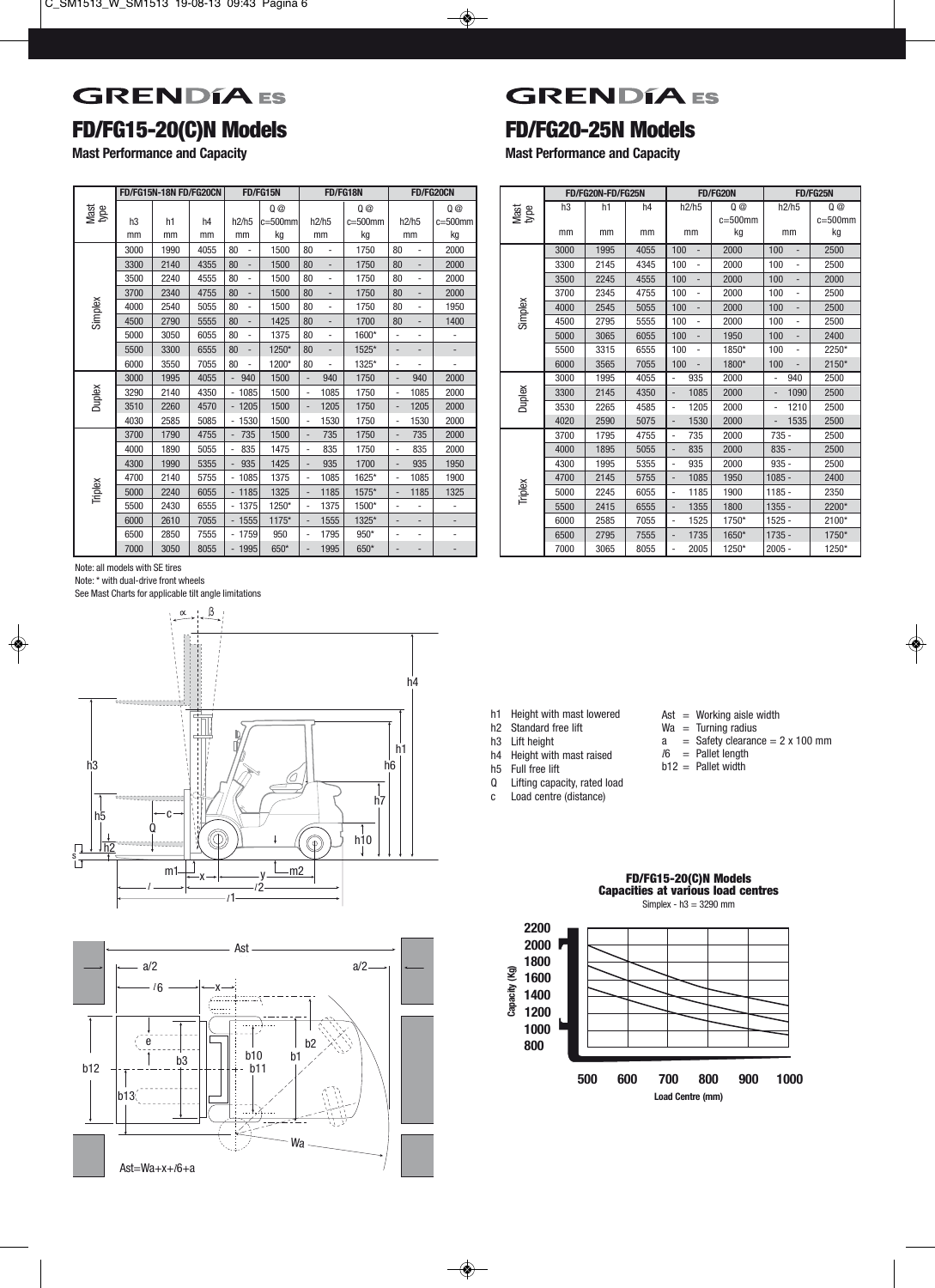# GRENDÍA ES

## FD/FG15-20(C)N Models

**Mast Performance and Capacity**

| Mast type | FD/FG15N-18N FD/FG20CN | | | FD/FG15N | | FD/FG18N | | FD/FG20CN | |
|---|---|---|---|---|---|---|---|---|---|
| | h3 mm | h1 mm | h4 mm | h2/h5 mm | Q @ c=500mm kg | h2/h5 mm | Q @ c=500mm kg | h2/h5 mm | Q @ c=500mm kg |
| Simplex | 3000 | 1990 | 4055 | 80 - | 1500 | 80 - | 1750 | 80 - | 2000 |
| | 3300 | 2140 | 4355 | 80 - | 1500 | 80 - | 1750 | 80 - | 2000 |
| | 3500 | 2240 | 4555 | 80 - | 1500 | 80 - | 1750 | 80 - | 2000 |
| | 3700 | 2340 | 4755 | 80 - | 1500 | 80 - | 1750 | 80 - | 2000 |
| | 4000 | 2540 | 5055 | 80 - | 1500 | 80 - | 1750 | 80 - | 1950 |
| | 4500 | 2790 | 5555 | 80 - | 1425 | 80 - | 1700 | 80 - | 1400 |
| | 5000 | 3050 | 6055 | 80 - | 1375 | 80 - | 1600* | - - | - |
| | 5500 | 3300 | 6555 | 80 - | 1250* | 80 - | 1525* | - - | - |
| | 6000 | 3550 | 7055 | 80 - | 1200* | 80 - | 1325* | - - | - |
| Duplex | 3000 | 1995 | 4055 | - 940 | 1500 | - 940 | 1750 | - 940 | 2000 |
| | 3290 | 2140 | 4350 | - 1085 | 1500 | - 1085 | 1750 | - 1085 | 2000 |
| | 3510 | 2260 | 4570 | - 1205 | 1500 | - 1205 | 1750 | - 1205 | 2000 |
| | 4030 | 2585 | 5085 | - 1530 | 1500 | - 1530 | 1750 | - 1530 | 2000 |
| Triplex | 3700 | 1790 | 4755 | - 735 | 1500 | - 735 | 1750 | - 735 | 2000 |
| | 4000 | 1890 | 5055 | - 835 | 1475 | - 835 | 1750 | - 835 | 2000 |
| | 4300 | 1990 | 5355 | - 935 | 1425 | - 935 | 1700 | - 935 | 1950 |
| | 4700 | 2140 | 5755 | - 1085 | 1375 | - 1085 | 1625* | - 1085 | 1900 |
| | 5000 | 2240 | 6055 | - 1185 | 1325 | - 1185 | 1575* | - 1185 | 1325 |
| | 5500 | 2430 | 6555 | - 1375 | 1250* | - 1375 | 1500* | - - | - |
| | 6000 | 2610 | 7055 | - 1555 | 1175* | - 1555 | 1325* | - - | - |
| | 6500 | 2850 | 7555 | - 1759 | 950 | - 1795 | 950* | - - | - |
| | 7000 | 3050 | 8055 | - 1995 | 650* | - 1995 | 650* | - - | - |

Note: all models with SE tires

Note: * with dual-drive front wheels

See Mast Charts for applicable tilt angle limitations

# GRENDÍA ES

## FD/FG20-25N Models

**Mast Performance and Capacity**

| Mast type | FD/FG20N-FD/FG25N | | | FD/FG20N | | FD/FG25N | |
|---|---|---|---|---|---|---|---|
| | h3 mm | h1 mm | h4 mm | h2/h5 mm | Q @ c=500mm kg | h2/h5 mm | Q @ c=500mm kg |
| Simplex | 3000 | 1995 | 4055 | 100 - | 2000 | 100 - | 2500 |
| | 3300 | 2145 | 4345 | 100 - | 2000 | 100 - | 2500 |
| | 3500 | 2245 | 4555 | 100 - | 2000 | 100 - | 2000 |
| | 3700 | 2345 | 4755 | 100 - | 2000 | 100 - | 2500 |
| | 4000 | 2545 | 5055 | 100 - | 2000 | 100 - | 2500 |
| | 4500 | 2795 | 5555 | 100 - | 2000 | 100 - | 2500 |
| | 5000 | 3065 | 6055 | 100 - | 1950 | 100 - | 2400 |
| | 5500 | 3315 | 6555 | 100 - | 1850* | 100 - | 2250* |
| | 6000 | 3565 | 7055 | 100 - | 1800* | 100 - | 2150* |
| Duplex | 3000 | 1995 | 4055 | - 935 | 2000 | - 940 | 2500 |
| | 3300 | 2145 | 4350 | - 1085 | 2000 | - 1090 | 2500 |
| | 3530 | 2265 | 4585 | - 1205 | 2000 | - 1210 | 2500 |
| | 4020 | 2590 | 5075 | - 1530 | 2000 | - 1535 | 2500 |
| Triplex | 3700 | 1795 | 4755 | - 735 | 2000 | 735 - | 2500 |
| | 4000 | 1895 | 5055 | - 835 | 2000 | 835 - | 2500 |
| | 4300 | 1995 | 5355 | - 935 | 2000 | 935 - | 2500 |
| | 4700 | 2145 | 5755 | - 1085 | 1950 | 1085 - | 2400 |
| | 5000 | 2245 | 6055 | - 1185 | 1900 | 1185 - | 2350 |
| | 5500 | 2415 | 6555 | - 1355 | 1800 | 1355 - | 2200* |
| | 6000 | 2585 | 7055 | - 1525 | 1750* | 1525 - | 2100* |
| | 6500 | 2795 | 7555 | - 1735 | 1650* | 1735 - | 1750* |
| | 7000 | 3065 | 8055 | - 2005 | 1250* | 2005 - | 1250* |

- h1 Height with mast lowered
- h2 Standard free lift
- h3 Lift height
- h4 Height with mast raised
- h5 Full free lift
- Q Lifting capacity, rated load
- c Load centre (distance)

- Ast = Working aisle width
- Wa = Turning radius
- a = Safety clearance = 2 x 100 mm
- l6 = Pallet length
- b12 = Pallet width

Ast=Wa+x+l6+a

**FD/FG15-20(C)N Models**
**Capacities at various load centres**
Simplex - h3 = 3290 mm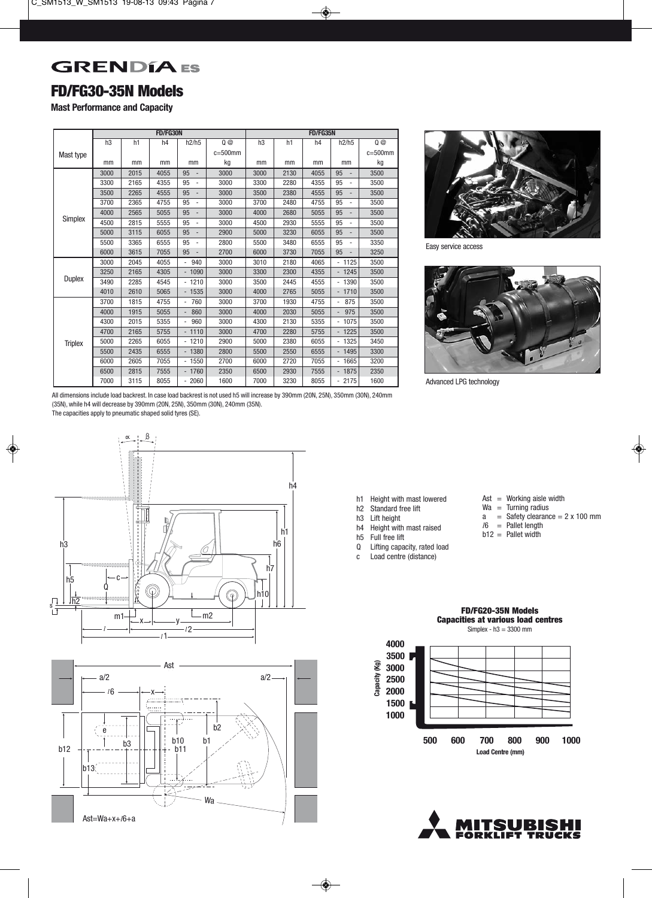# FD/FG30-35N Models

**Mast Performance and Capacity**

| Mast type | FD/FG30N | | | | | FD/FG35N | | | | |
|---|---|---|---|---|---|---|---|---|---|---|
| | h3 | h1 | h4 | h2/h5 | Q @ c=500mm | h3 | h1 | h4 | h2/h5 | Q @ c=500mm |
| | mm | mm | mm | mm | kg | mm | mm | mm | mm | kg |
| Simplex | 3000 | 2015 | 4055 | 95 - | 3000 | 3000 | 2130 | 4055 | 95 - | 3500 |
| | 3300 | 2165 | 4355 | 95 - | 3000 | 3300 | 2280 | 4355 | 95 - | 3500 |
| | 3500 | 2265 | 4555 | 95 - | 3000 | 3500 | 2380 | 4555 | 95 - | 3500 |
| | 3700 | 2365 | 4755 | 95 - | 3000 | 3700 | 2480 | 4755 | 95 - | 3500 |
| | 4000 | 2565 | 5055 | 95 - | 3000 | 4000 | 2680 | 5055 | 95 - | 3500 |
| | 4500 | 2815 | 5555 | 95 - | 3000 | 4500 | 2930 | 5555 | 95 - | 3500 |
| | 5000 | 3115 | 6055 | 95 - | 2900 | 5000 | 3230 | 6055 | 95 - | 3500 |
| | 5500 | 3365 | 6555 | 95 - | 2800 | 5500 | 3480 | 6555 | 95 - | 3350 |
| | 6000 | 3615 | 7055 | 95 - | 2700 | 6000 | 3730 | 7055 | 95 - | 3250 |
| Duplex | 3000 | 2045 | 4055 | - 940 | 3000 | 3010 | 2180 | 4065 | - 1125 | 3500 |
| | 3250 | 2165 | 4305 | - 1090 | 3000 | 3300 | 2300 | 4355 | - 1245 | 3500 |
| | 3490 | 2285 | 4545 | - 1210 | 3000 | 3500 | 2445 | 4555 | - 1390 | 3500 |
| | 4010 | 2610 | 5065 | - 1535 | 3000 | 4000 | 2765 | 5055 | - 1710 | 3500 |
| Triplex | 3700 | 1815 | 4755 | - 760 | 3000 | 3700 | 1930 | 4755 | - 875 | 3500 |
| | 4000 | 1915 | 5055 | - 860 | 3000 | 4000 | 2030 | 5055 | - 975 | 3500 |
| | 4300 | 2015 | 5355 | - 960 | 3000 | 4300 | 2130 | 5355 | - 1075 | 3500 |
| | 4700 | 2165 | 5755 | - 1110 | 3000 | 4700 | 2280 | 5755 | - 1225 | 3500 |
| | 5000 | 2265 | 6055 | - 1210 | 2900 | 5000 | 2380 | 6055 | - 1325 | 3450 |
| | 5500 | 2435 | 6555 | - 1380 | 2800 | 5500 | 2550 | 6555 | - 1495 | 3300 |
| | 6000 | 2605 | 7055 | - 1550 | 2700 | 6000 | 2720 | 7055 | - 1665 | 3200 |
| | 6500 | 2815 | 7555 | - 1760 | 2350 | 6500 | 2930 | 7555 | - 1875 | 2350 |
| | 7000 | 3115 | 8055 | - 2060 | 1600 | 7000 | 3230 | 8055 | - 2175 | 1600 |

All dimensions include load backrest. In case load backrest is not used h5 will increase by 390mm (20N, 25N), 350mm (30N), 240mm (35N), while h4 will decrease by 390mm (20N, 25N), 350mm (30N), 240mm (35N).
The capacities apply to pneumatic shaped solid tyres (SE).

Easy service access

Advanced LPG technology

- h1 Height with mast lowered
- h2 Standard free lift
- h3 Lift height
- h4 Height with mast raised
- h5 Full free lift
- Q Lifting capacity, rated load
- c Load centre (distance)

- Ast = Working aisle width
- Wa = Turning radius
- a = Safety clearance = 2 x 100 mm
- l6 = Pallet length
- b12 = Pallet width

Ast=Wa+x+l6+a

**FD/FG20-35N Models**
**Capacities at various load centres**
Simplex - h3 = 3300 mm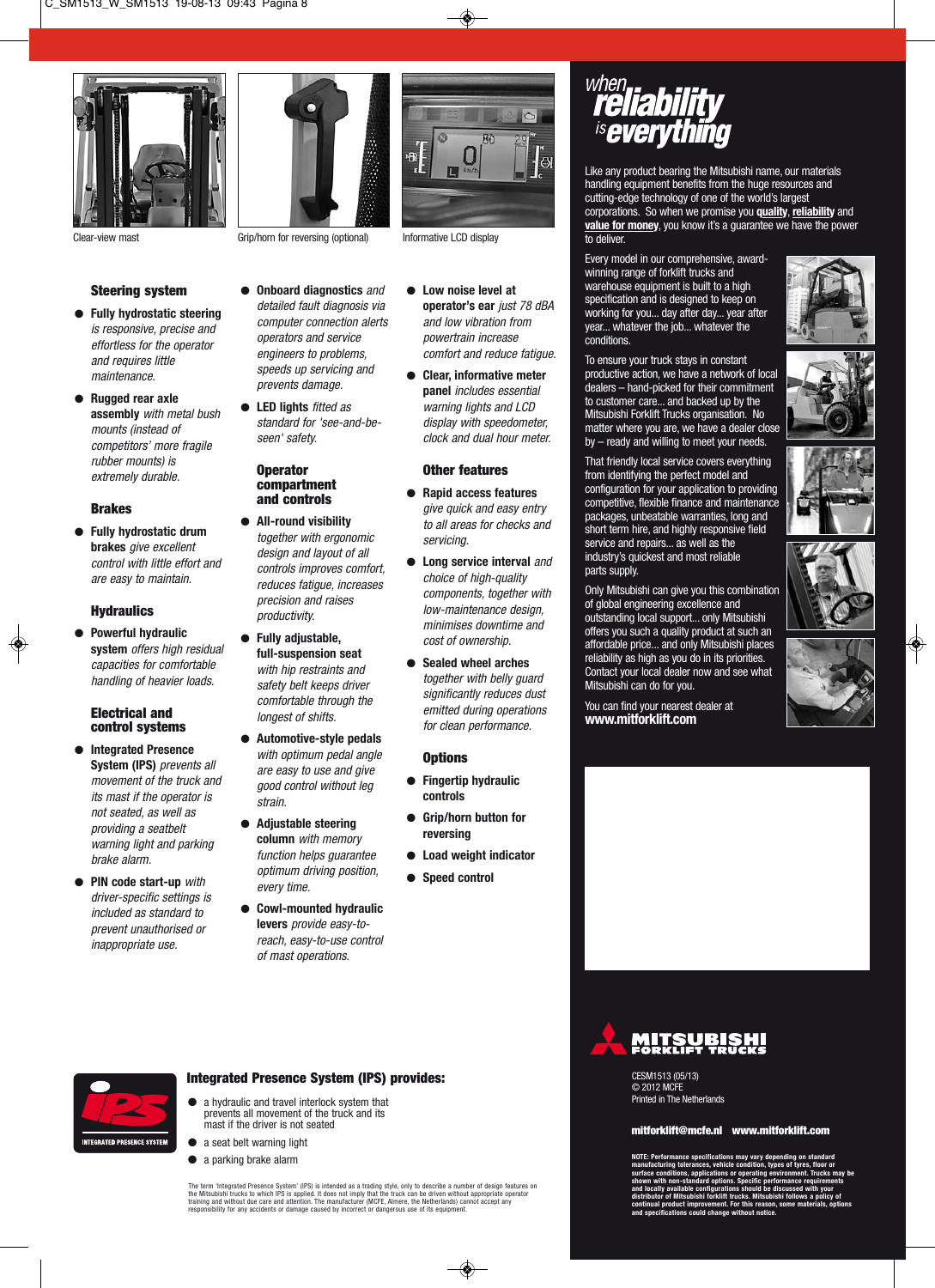Clear-view mast

Grip/horn for reversing (optional)

Informative LCD display

### Steering system

- **Fully hydrostatic steering** *is responsive, precise and effortless for the operator and requires little maintenance.*
- **Rugged rear axle assembly** *with metal bush mounts (instead of competitors' more fragile rubber mounts) is extremely durable.*

### Brakes

- **Fully hydrostatic drum brakes** *give excellent control with little effort and are easy to maintain.*

### Hydraulics

- **Powerful hydraulic system** *offers high residual capacities for comfortable handling of heavier loads.*

### Electrical and control systems

- **Integrated Presence System (IPS)** *prevents all movement of the truck and its mast if the operator is not seated, as well as providing a seatbelt warning light and parking brake alarm.*
- **PIN code start-up** *with driver-specific settings is included as standard to prevent unauthorised or inappropriate use.*
- **Onboard diagnostics** *and detailed fault diagnosis via computer connection alerts operators and service engineers to problems, speeds up servicing and prevents damage.*
- **LED lights** *fitted as standard for 'see-and-be-seen' safety.*

### Operator compartment and controls

- **All-round visibility** *together with ergonomic design and layout of all controls improves comfort, reduces fatigue, increases precision and raises productivity.*
- **Fully adjustable, full-suspension seat** *with hip restraints and safety belt keeps driver comfortable through the longest of shifts.*
- **Automotive-style pedals** *with optimum pedal angle are easy to use and give good control without leg strain.*
- **Adjustable steering column** *with memory function helps guarantee optimum driving position, every time.*
- **Cowl-mounted hydraulic levers** *provide easy-to-reach, easy-to-use control of mast operations.*
- **Low noise level at operator's ear** *just 78 dBA and low vibration from powertrain increase comfort and reduce fatigue.*
- **Clear, informative meter panel** *includes essential warning lights and LCD display with speedometer, clock and dual hour meter.*

### Other features

- **Rapid access features** *give quick and easy entry to all areas for checks and servicing.*
- **Long service interval** *and choice of high-quality components, together with low-maintenance design, minimises downtime and cost of ownership.*
- **Sealed wheel arches** *together with belly guard significantly reduces dust emitted during operations for clean performance.*

### Options

- **Fingertip hydraulic controls**
- **Grip/horn button for reversing**
- **Load weight indicator**
- **Speed control**

## when reliability is everything

Like any product bearing the Mitsubishi name, our materials handling equipment benefits from the huge resources and cutting-edge technology of one of the world's largest corporations. So when we promise you **quality**, **reliability** and **value for money**, you know it's a guarantee we have the power to deliver.

Every model in our comprehensive, award-winning range of forklift trucks and warehouse equipment is built to a high specification and is designed to keep on working for you... day after day... year after year... whatever the job... whatever the conditions.

To ensure your truck stays in constant productive action, we have a network of local dealers – hand-picked for their commitment to customer care... and backed up by the Mitsubishi Forklift Trucks organisation. No matter where you are, we have a dealer close by – ready and willing to meet your needs.

That friendly local service covers everything from identifying the perfect model and configuration for your application to providing competitive, flexible finance and maintenance packages, unbeatable warranties, long and short term hire, and highly responsive field service and repairs... as well as the industry's quickest and most reliable parts supply.

Only Mitsubishi can give you this combination of global engineering excellence and outstanding local support... only Mitsubishi offers you such a quality product at such an affordable price... and only Mitsubishi places reliability as high as you do in its priorities. Contact your local dealer now and see what Mitsubishi can do for you.

You can find your nearest dealer at
**www.mitforklift.com**

IPS INTEGRATED PRESENCE SYSTEM

### Integrated Presence System (IPS) provides:

- a hydraulic and travel interlock system that prevents all movement of the truck and its mast if the driver is not seated
- a seat belt warning light
- a parking brake alarm

The term 'Integrated Presence System' (IPS) is intended as a trading style, only to describe a number of design features on the Mitsubishi trucks to which IPS is applied. It does not imply that the truck can be driven without appropriate operator training and without due care and attention. The manufacturer (MCFE, Almere, the Netherlands) cannot accept any responsibility for any accidents or damage caused by incorrect or dangerous use of its equipment.

MITSUBISHI FORKLIFT TRUCKS

CESM1513 (05/13)
© 2012 MCFE
Printed in The Netherlands

**mitforklift@mcfe.nl  www.mitforklift.com**

**NOTE: Performance specifications may vary depending on standard manufacturing tolerances, vehicle condition, types of tyres, floor or surface conditions, applications or operating environment. Trucks may be shown with non-standard options. Specific performance requirements and locally available configurations should be discussed with your distributor of Mitsubishi forklift trucks. Mitsubishi follows a policy of continual product improvement. For this reason, some materials, options and specifications could change without notice.**